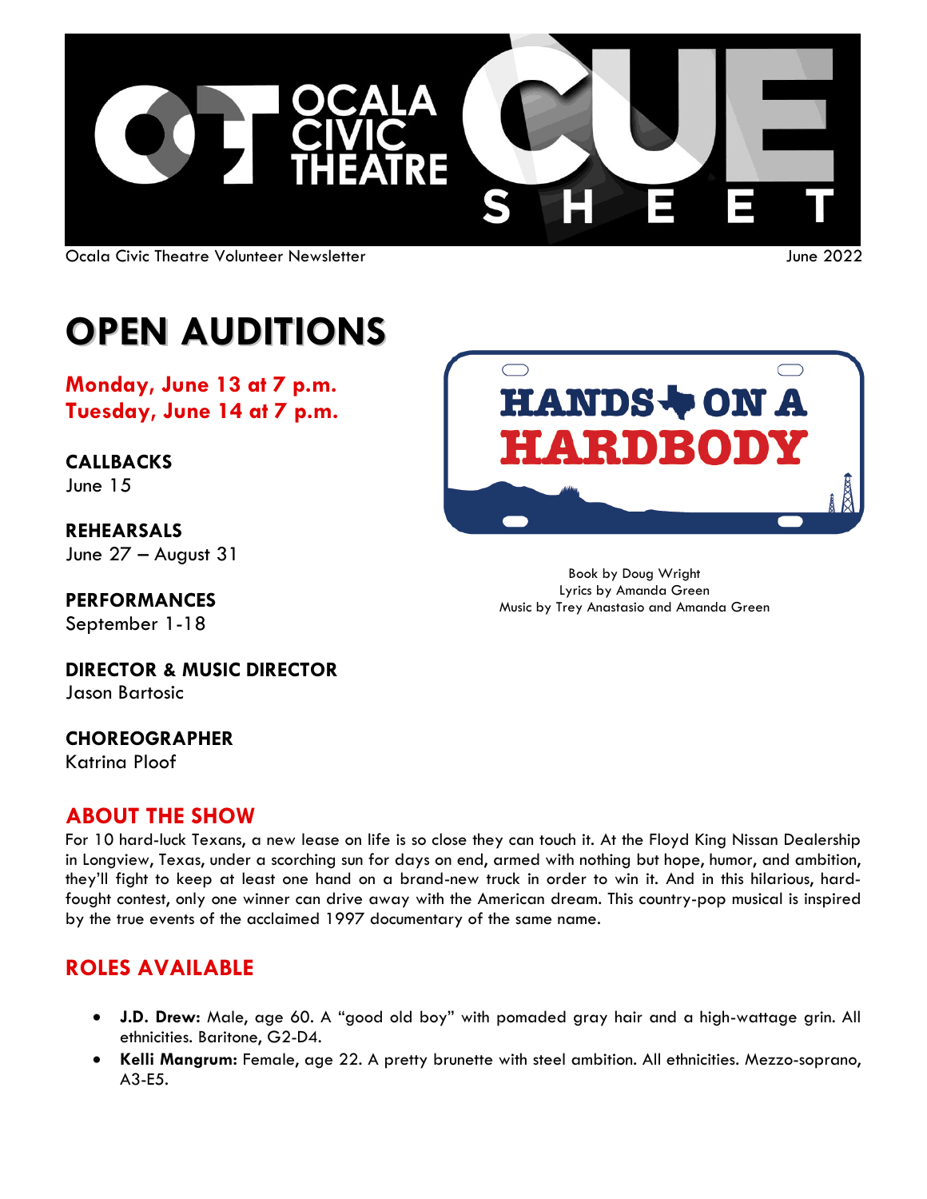# OCALA CIVIC THEATRE CUE SHEET

Ocala Civic Theatre Volunteer Newsletter

June 2022

# OPEN AUDITIONS

**Monday, June 13 at 7 p.m.**
**Tuesday, June 14 at 7 p.m.**

**CALLBACKS**
June 15

**REHEARSALS**
June 27 – August 31

**PERFORMANCES**
September 1-18

**DIRECTOR & MUSIC DIRECTOR**
Jason Bartosic

**CHOREOGRAPHER**
Katrina Ploof

## HANDS ON A HARDBODY

Book by Doug Wright
Lyrics by Amanda Green
Music by Trey Anastasio and Amanda Green

## ABOUT THE SHOW

For 10 hard-luck Texans, a new lease on life is so close they can touch it. At the Floyd King Nissan Dealership in Longview, Texas, under a scorching sun for days on end, armed with nothing but hope, humor, and ambition, they'll fight to keep at least one hand on a brand-new truck in order to win it. And in this hilarious, hard-fought contest, only one winner can drive away with the American dream. This country-pop musical is inspired by the true events of the acclaimed 1997 documentary of the same name.

## ROLES AVAILABLE

- **J.D. Drew:** Male, age 60. A "good old boy" with pomaded gray hair and a high-wattage grin. All ethnicities. Baritone, G2-D4.
- **Kelli Mangrum:** Female, age 22. A pretty brunette with steel ambition. All ethnicities. Mezzo-soprano, A3-E5.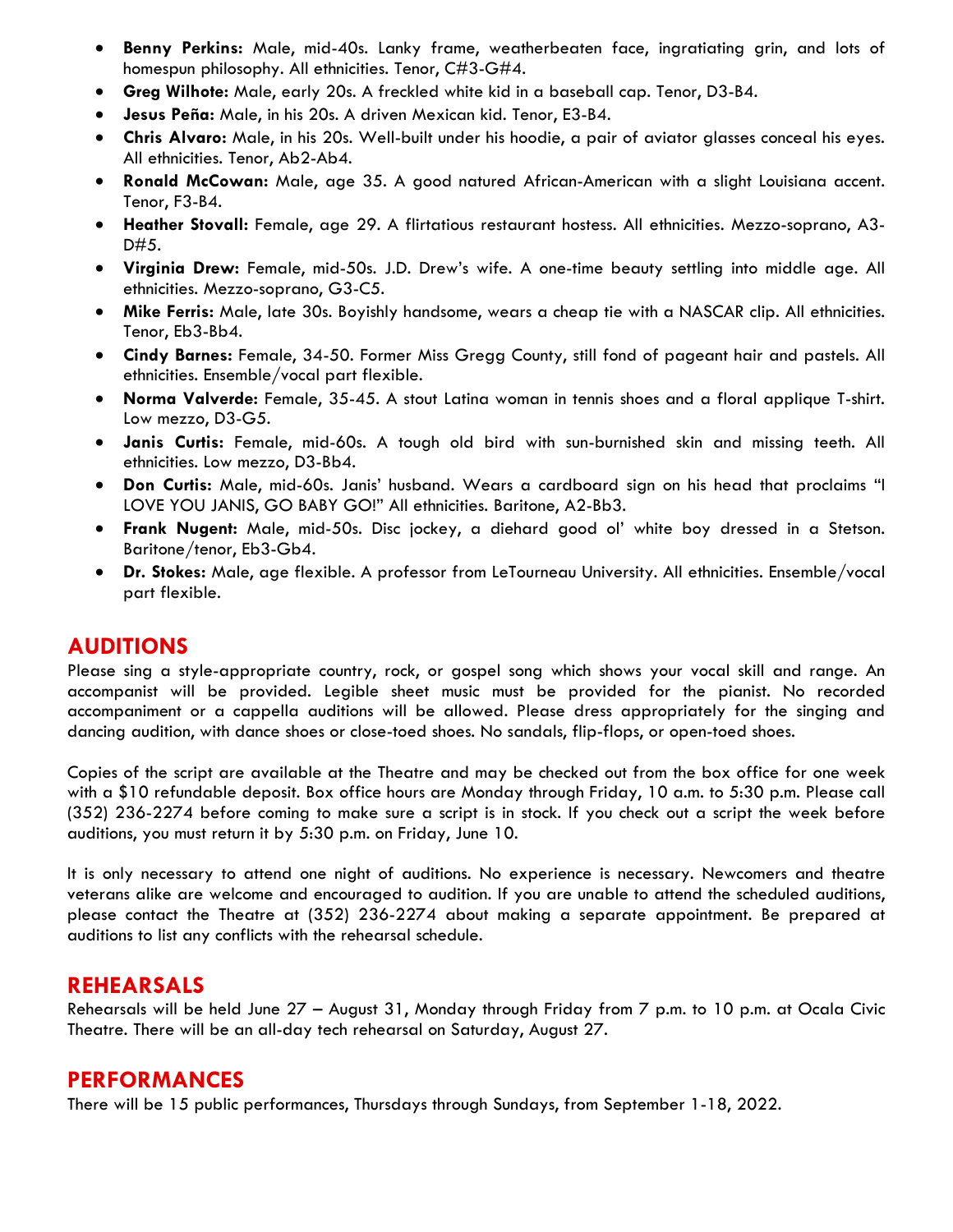- **Benny Perkins:** Male, mid-40s. Lanky frame, weatherbeaten face, ingratiating grin, and lots of homespun philosophy. All ethnicities. Tenor, C#3-G#4.
- **Greg Wilhote:** Male, early 20s. A freckled white kid in a baseball cap. Tenor, D3-B4.
- **Jesus Peña:** Male, in his 20s. A driven Mexican kid. Tenor, E3-B4.
- **Chris Alvaro:** Male, in his 20s. Well-built under his hoodie, a pair of aviator glasses conceal his eyes. All ethnicities. Tenor, Ab2-Ab4.
- **Ronald McCowan:** Male, age 35. A good natured African-American with a slight Louisiana accent. Tenor, F3-B4.
- **Heather Stovall:** Female, age 29. A flirtatious restaurant hostess. All ethnicities. Mezzo-soprano, A3-D#5.
- **Virginia Drew:** Female, mid-50s. J.D. Drew's wife. A one-time beauty settling into middle age. All ethnicities. Mezzo-soprano, G3-C5.
- **Mike Ferris:** Male, late 30s. Boyishly handsome, wears a cheap tie with a NASCAR clip. All ethnicities. Tenor, Eb3-Bb4.
- **Cindy Barnes:** Female, 34-50. Former Miss Gregg County, still fond of pageant hair and pastels. All ethnicities. Ensemble/vocal part flexible.
- **Norma Valverde:** Female, 35-45. A stout Latina woman in tennis shoes and a floral applique T-shirt. Low mezzo, D3-G5.
- **Janis Curtis:** Female, mid-60s. A tough old bird with sun-burnished skin and missing teeth. All ethnicities. Low mezzo, D3-Bb4.
- **Don Curtis:** Male, mid-60s. Janis' husband. Wears a cardboard sign on his head that proclaims "I LOVE YOU JANIS, GO BABY GO!" All ethnicities. Baritone, A2-Bb3.
- **Frank Nugent:** Male, mid-50s. Disc jockey, a diehard good ol' white boy dressed in a Stetson. Baritone/tenor, Eb3-Gb4.
- **Dr. Stokes:** Male, age flexible. A professor from LeTourneau University. All ethnicities. Ensemble/vocal part flexible.

## AUDITIONS

Please sing a style-appropriate country, rock, or gospel song which shows your vocal skill and range. An accompanist will be provided. Legible sheet music must be provided for the pianist. No recorded accompaniment or a cappella auditions will be allowed. Please dress appropriately for the singing and dancing audition, with dance shoes or close-toed shoes. No sandals, flip-flops, or open-toed shoes.

Copies of the script are available at the Theatre and may be checked out from the box office for one week with a $10 refundable deposit. Box office hours are Monday through Friday, 10 a.m. to 5:30 p.m. Please call (352) 236-2274 before coming to make sure a script is in stock. If you check out a script the week before auditions, you must return it by 5:30 p.m. on Friday, June 10.

It is only necessary to attend one night of auditions. No experience is necessary. Newcomers and theatre veterans alike are welcome and encouraged to audition. If you are unable to attend the scheduled auditions, please contact the Theatre at (352) 236-2274 about making a separate appointment. Be prepared at auditions to list any conflicts with the rehearsal schedule.

## REHEARSALS

Rehearsals will be held June 27 – August 31, Monday through Friday from 7 p.m. to 10 p.m. at Ocala Civic Theatre. There will be an all-day tech rehearsal on Saturday, August 27.

## PERFORMANCES

There will be 15 public performances, Thursdays through Sundays, from September 1-18, 2022.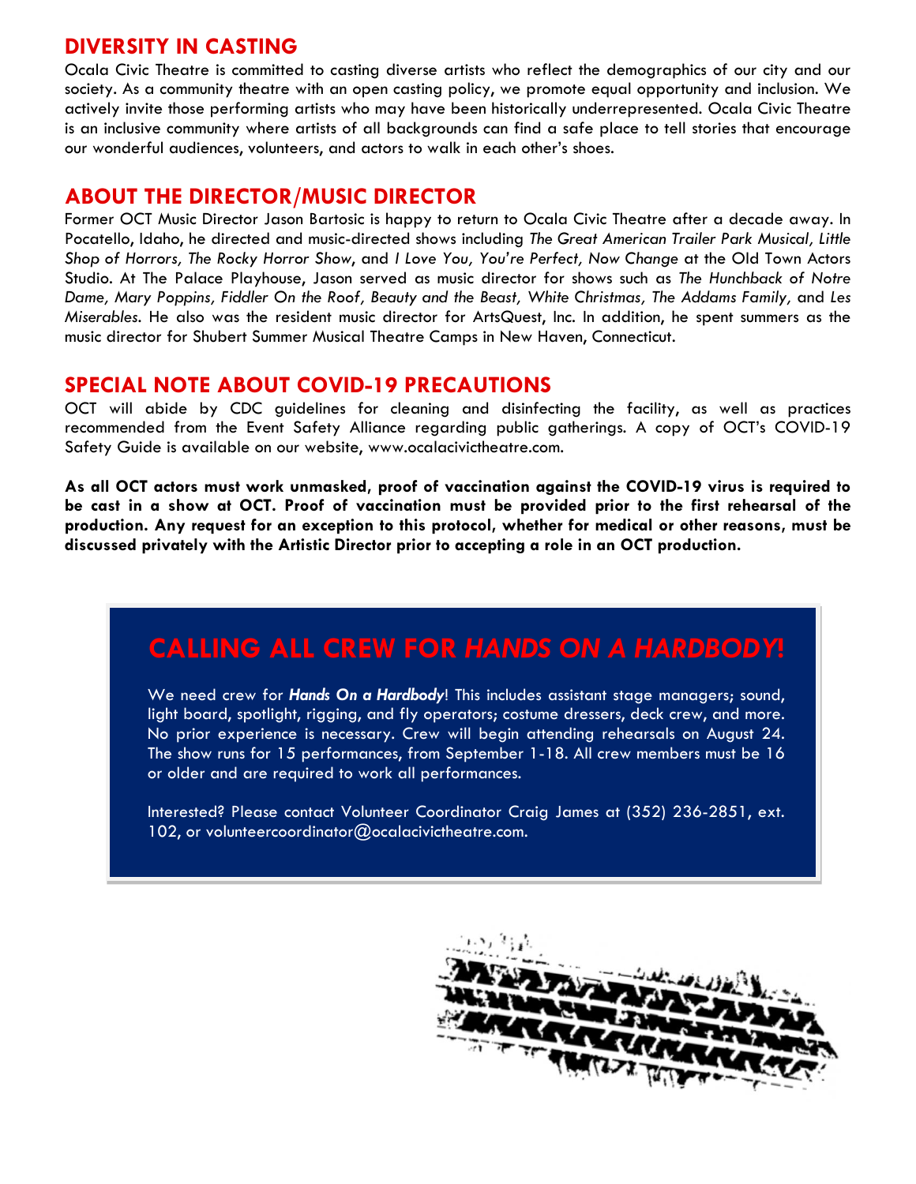## DIVERSITY IN CASTING

Ocala Civic Theatre is committed to casting diverse artists who reflect the demographics of our city and our society. As a community theatre with an open casting policy, we promote equal opportunity and inclusion. We actively invite those performing artists who may have been historically underrepresented. Ocala Civic Theatre is an inclusive community where artists of all backgrounds can find a safe place to tell stories that encourage our wonderful audiences, volunteers, and actors to walk in each other's shoes.

## ABOUT THE DIRECTOR/MUSIC DIRECTOR

Former OCT Music Director Jason Bartosic is happy to return to Ocala Civic Theatre after a decade away. In Pocatello, Idaho, he directed and music-directed shows including *The Great American Trailer Park Musical, Little Shop of Horrors, The Rocky Horror Show*, and *I Love You, You're Perfect, Now Change* at the Old Town Actors Studio. At The Palace Playhouse, Jason served as music director for shows such as *The Hunchback of Notre Dame, Mary Poppins, Fiddler On the Roof, Beauty and the Beast, White Christmas, The Addams Family,* and *Les Miserables*. He also was the resident music director for ArtsQuest, Inc. In addition, he spent summers as the music director for Shubert Summer Musical Theatre Camps in New Haven, Connecticut.

## SPECIAL NOTE ABOUT COVID-19 PRECAUTIONS

OCT will abide by CDC guidelines for cleaning and disinfecting the facility, as well as practices recommended from the Event Safety Alliance regarding public gatherings. A copy of OCT's COVID-19 Safety Guide is available on our website, www.ocalacivictheatre.com.

**As all OCT actors must work unmasked, proof of vaccination against the COVID-19 virus is required to be cast in a show at OCT. Proof of vaccination must be provided prior to the first rehearsal of the production. Any request for an exception to this protocol, whether for medical or other reasons, must be discussed privately with the Artistic Director prior to accepting a role in an OCT production.**

## CALLING ALL CREW FOR *HANDS ON A HARDBODY*!

We need crew for ***Hands On a Hardbody***! This includes assistant stage managers; sound, light board, spotlight, rigging, and fly operators; costume dressers, deck crew, and more. No prior experience is necessary. Crew will begin attending rehearsals on August 24. The show runs for 15 performances, from September 1-18. All crew members must be 16 or older and are required to work all performances.

Interested? Please contact Volunteer Coordinator Craig James at (352) 236-2851, ext. 102, or volunteercoordinator@ocalacivictheatre.com.